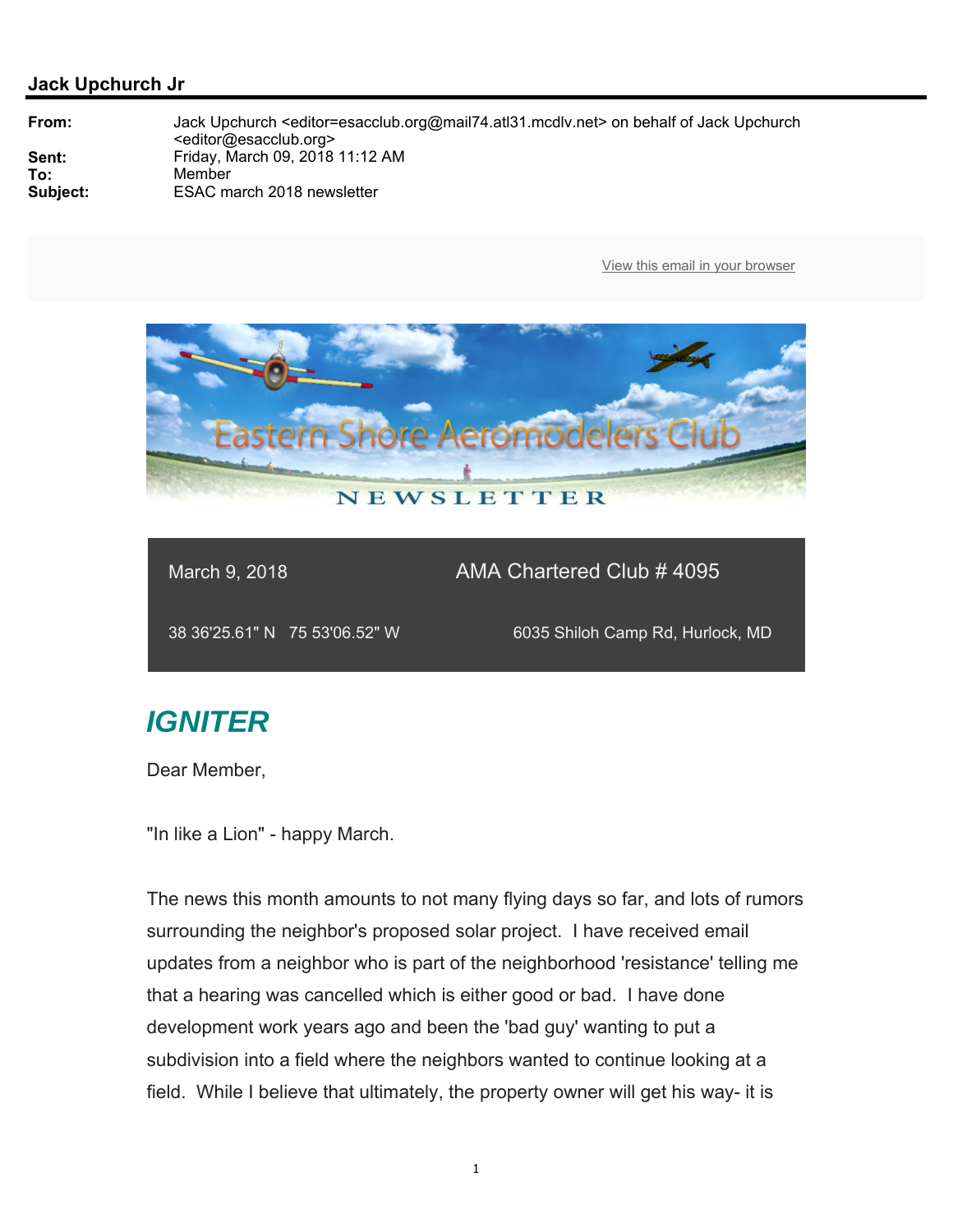**Jack Upchurch Jr**

| | |
|---|---|
| **From:** | Jack Upchurch <editor=esacclub.org@mail74.atl31.mcdlv.net> on behalf of Jack Upchurch <editor@esacclub.org> |
| **Sent:** | Friday, March 09, 2018 11:12 AM |
| **To:** | Member |
| **Subject:** | ESAC march 2018 newsletter |

View this email in your browser

Eastern Shore Aeromodelers Club

NEWSLETTER

| March 9, 2018 | AMA Chartered Club # 4095 |
|---|---|
| 38 36'25.61" N 75 53'06.52" W | 6035 Shiloh Camp Rd, Hurlock, MD |

## *IGNITER*

Dear Member,

"In like a Lion" - happy March.

The news this month amounts to not many flying days so far, and lots of rumors surrounding the neighbor's proposed solar project. I have received email updates from a neighbor who is part of the neighborhood 'resistance' telling me that a hearing was cancelled which is either good or bad. I have done development work years ago and been the 'bad guy' wanting to put a subdivision into a field where the neighbors wanted to continue looking at a field. While I believe that ultimately, the property owner will get his way- it is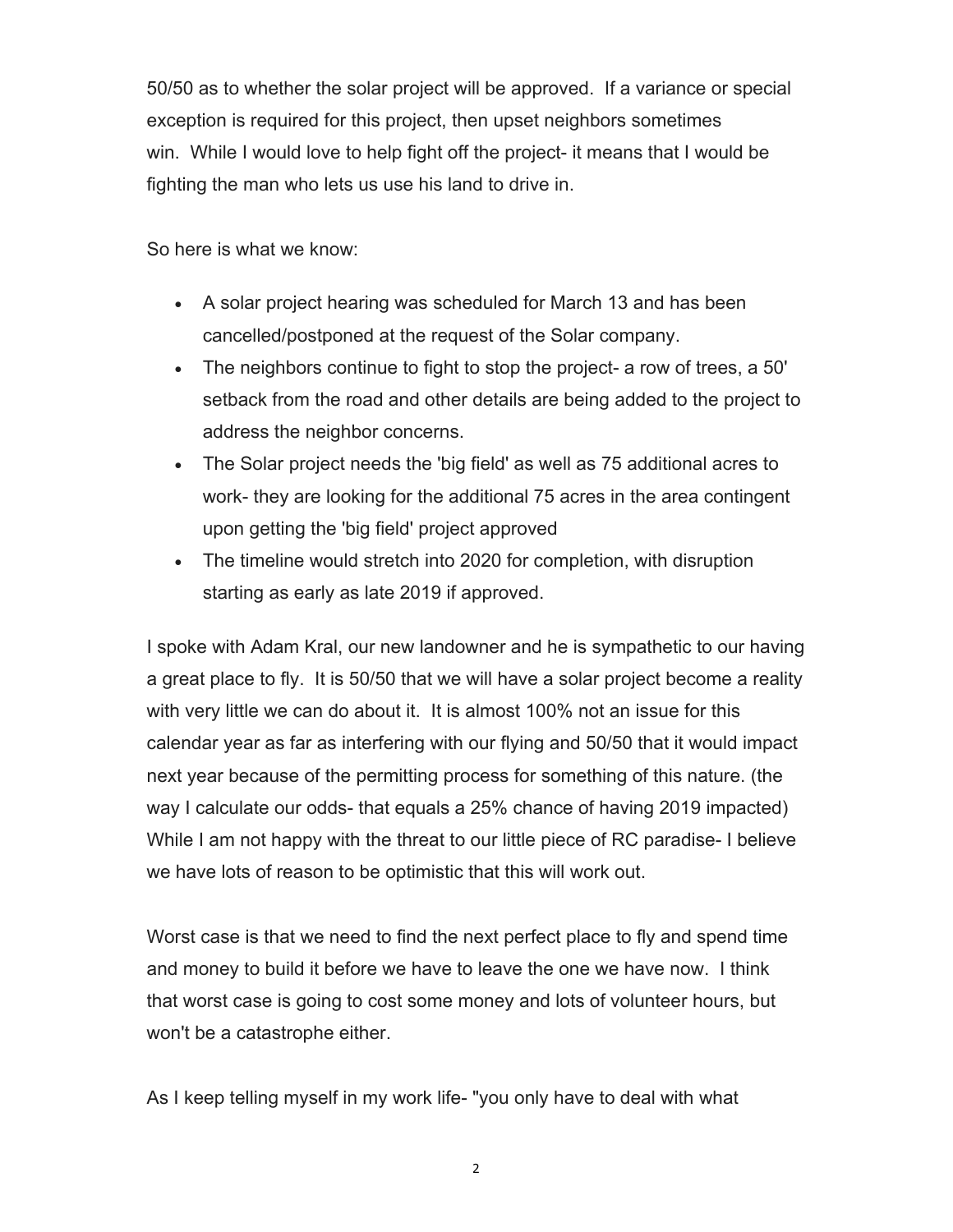50/50 as to whether the solar project will be approved. If a variance or special exception is required for this project, then upset neighbors sometimes win. While I would love to help fight off the project- it means that I would be fighting the man who lets us use his land to drive in.

So here is what we know:

- A solar project hearing was scheduled for March 13 and has been cancelled/postponed at the request of the Solar company.
- The neighbors continue to fight to stop the project- a row of trees, a 50' setback from the road and other details are being added to the project to address the neighbor concerns.
- The Solar project needs the 'big field' as well as 75 additional acres to work- they are looking for the additional 75 acres in the area contingent upon getting the 'big field' project approved
- The timeline would stretch into 2020 for completion, with disruption starting as early as late 2019 if approved.

I spoke with Adam Kral, our new landowner and he is sympathetic to our having a great place to fly. It is 50/50 that we will have a solar project become a reality with very little we can do about it. It is almost 100% not an issue for this calendar year as far as interfering with our flying and 50/50 that it would impact next year because of the permitting process for something of this nature. (the way I calculate our odds- that equals a 25% chance of having 2019 impacted) While I am not happy with the threat to our little piece of RC paradise- I believe we have lots of reason to be optimistic that this will work out.

Worst case is that we need to find the next perfect place to fly and spend time and money to build it before we have to leave the one we have now. I think that worst case is going to cost some money and lots of volunteer hours, but won't be a catastrophe either.

As I keep telling myself in my work life- "you only have to deal with what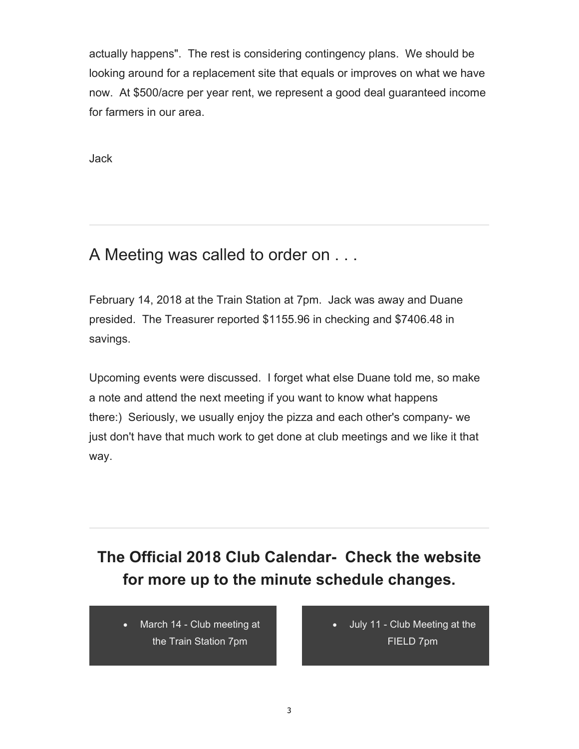actually happens". The rest is considering contingency plans. We should be looking around for a replacement site that equals or improves on what we have now. At $500/acre per year rent, we represent a good deal guaranteed income for farmers in our area.

Jack

---

## A Meeting was called to order on . . .

February 14, 2018 at the Train Station at 7pm. Jack was away and Duane presided. The Treasurer reported $1155.96 in checking and $7406.48 in savings.

Upcoming events were discussed. I forget what else Duane told me, so make a note and attend the next meeting if you want to know what happens there:) Seriously, we usually enjoy the pizza and each other's company- we just don't have that much work to get done at club meetings and we like it that way.

---

## The Official 2018 Club Calendar- Check the website for more up to the minute schedule changes.

- March 14 - Club meeting at the Train Station 7pm

- July 11 - Club Meeting at the FIELD 7pm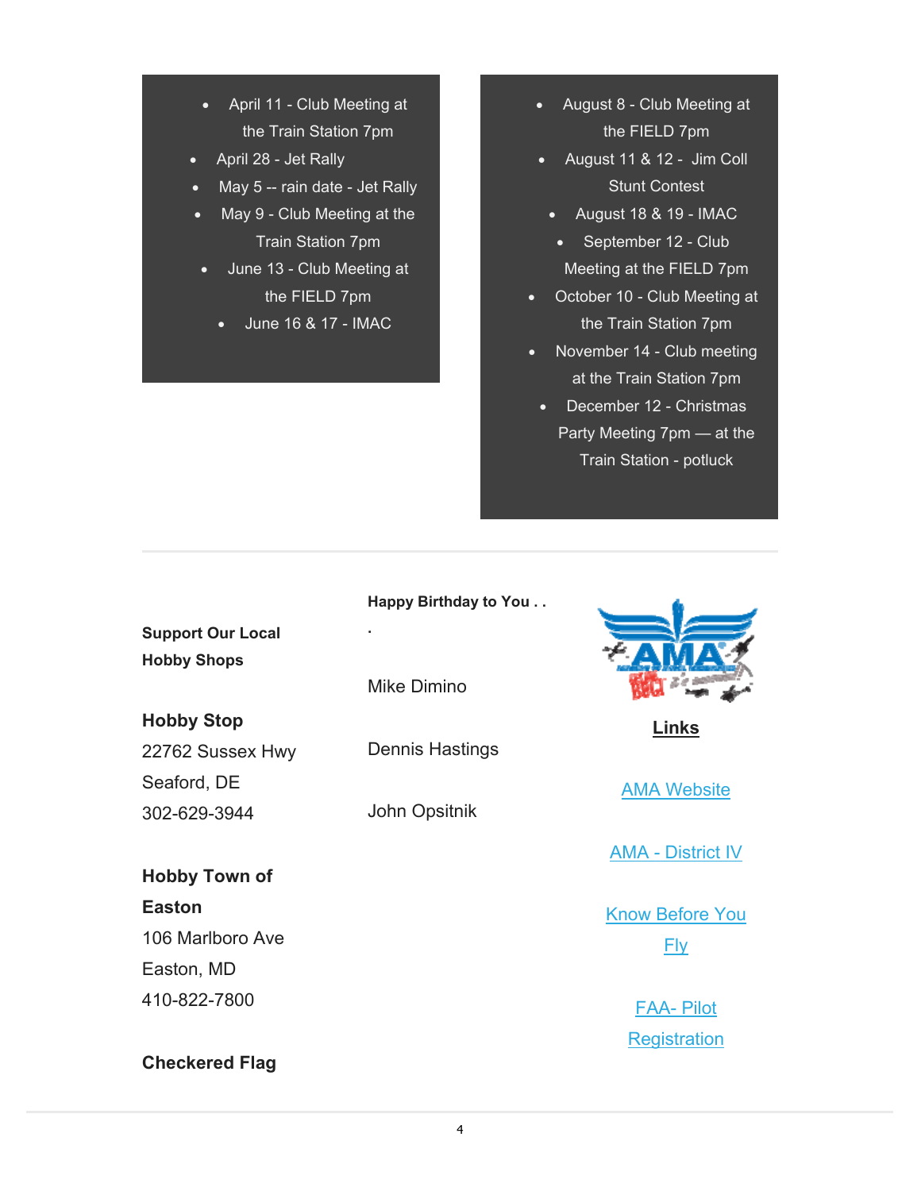- April 11 - Club Meeting at the Train Station 7pm
- April 28 - Jet Rally
- May 5 -- rain date - Jet Rally
- May 9 - Club Meeting at the Train Station 7pm
- June 13 - Club Meeting at the FIELD 7pm
- June 16 & 17 - IMAC

- August 8 - Club Meeting at the FIELD 7pm
- August 11 & 12 - Jim Coll Stunt Contest
- August 18 & 19 - IMAC
- September 12 - Club Meeting at the FIELD 7pm
- October 10 - Club Meeting at the Train Station 7pm
- November 14 - Club meeting at the Train Station 7pm
- December 12 - Christmas Party Meeting 7pm — at the Train Station - potluck

---

**Support Our Local Hobby Shops**

**Hobby Stop**
22762 Sussex Hwy
Seaford, DE
302-629-3944

**Hobby Town of Easton**
106 Marlboro Ave
Easton, MD
410-822-7800

**Checkered Flag**

**Happy Birthday to You . . .**

Mike Dimino

Dennis Hastings

John Opsitnik

**Links**

AMA Website

AMA - District IV

Know Before You Fly

FAA- Pilot Registration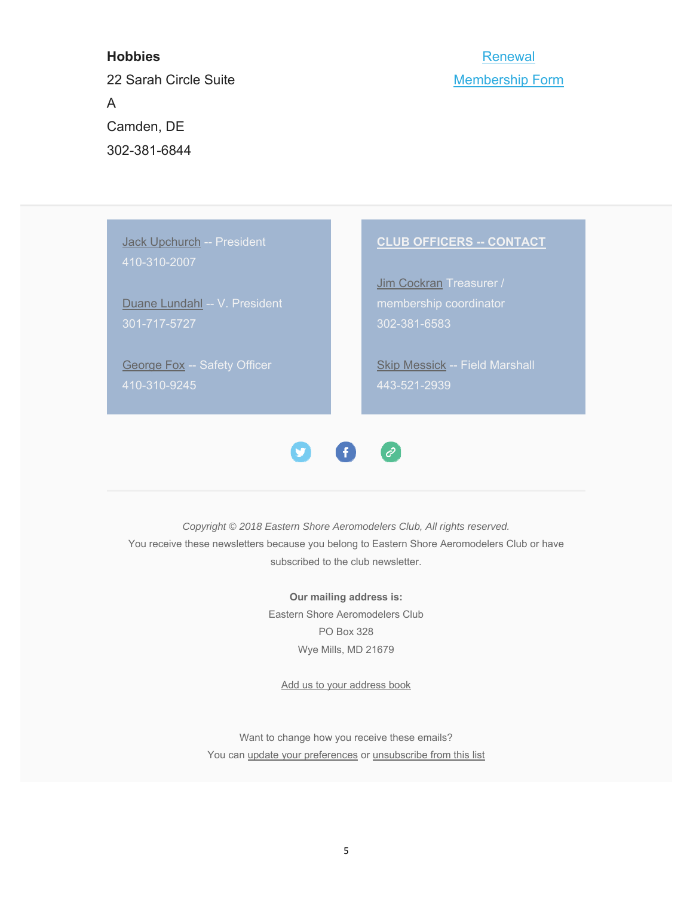**Hobbies**

22 Sarah Circle Suite A

Camden, DE

302-381-6844

[Renewal Membership Form]

Jack Upchurch -- President
410-310-2007

Duane Lundahl -- V. President
301-717-5727

George Fox -- Safety Officer
410-310-9245

**CLUB OFFICERS -- CONTACT**

Jim Cockran Treasurer / membership coordinator
302-381-6583

Skip Messick -- Field Marshall
443-521-2939

---

*Copyright © 2018 Eastern Shore Aeromodelers Club, All rights reserved.*

You receive these newsletters because you belong to Eastern Shore Aeromodelers Club or have subscribed to the club newsletter.

**Our mailing address is:**

Eastern Shore Aeromodelers Club

PO Box 328

Wye Mills, MD 21679

Add us to your address book

Want to change how you receive these emails?

You can update your preferences or unsubscribe from this list